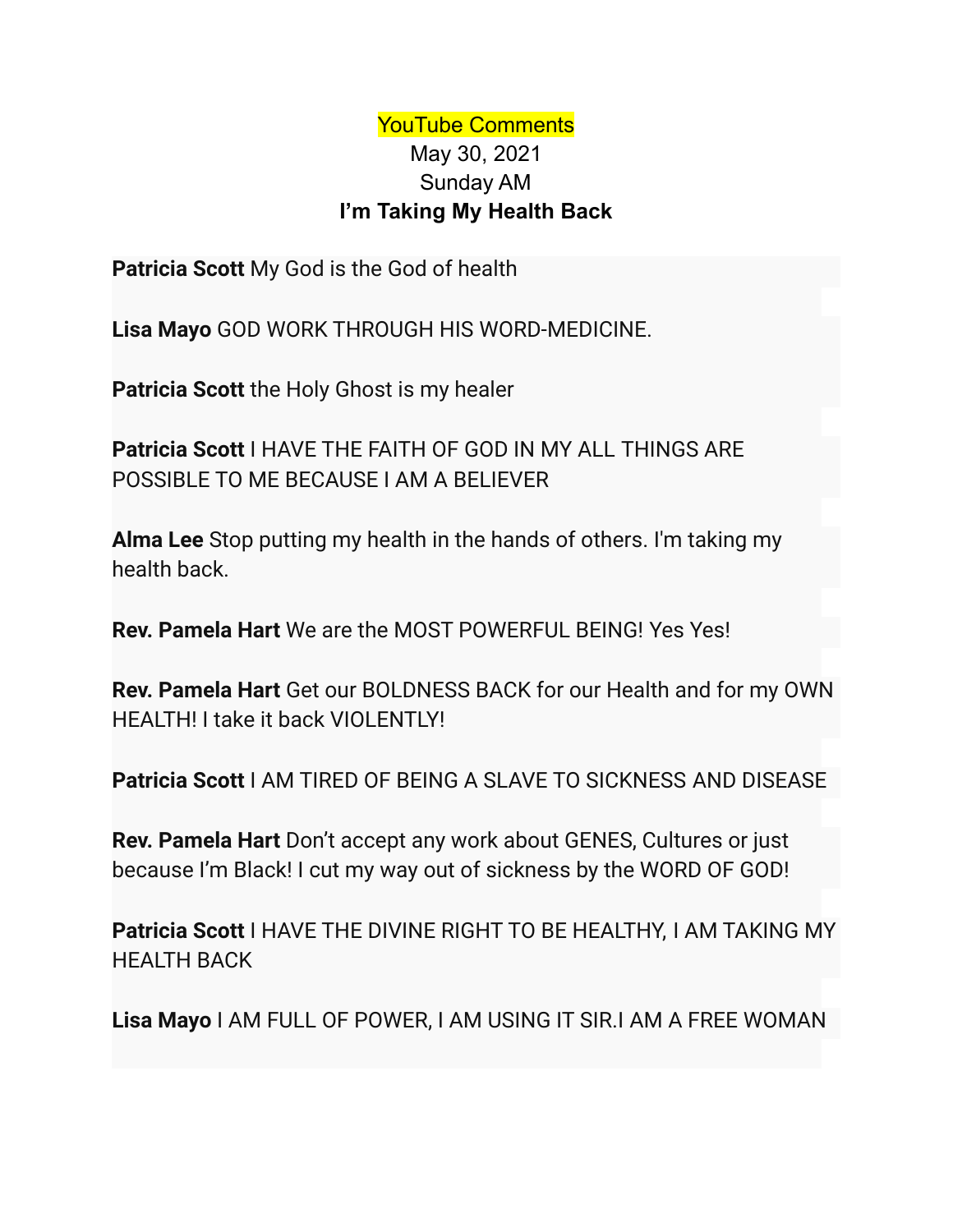YouTube Comments

May 30, 2021

Sunday AM

**I'm Taking My Health Back**

**Patricia Scott** My God is the God of health

**Lisa Mayo** GOD WORK THROUGH HIS WORD-MEDICINE.

**Patricia Scott** the Holy Ghost is my healer

**Patricia Scott** I HAVE THE FAITH OF GOD IN MY ALL THINGS ARE POSSIBLE TO ME BECAUSE I AM A BELIEVER

**Alma Lee** Stop putting my health in the hands of others. I'm taking my health back.

**Rev. Pamela Hart** We are the MOST POWERFUL BEING! Yes Yes!

**Rev. Pamela Hart** Get our BOLDNESS BACK for our Health and for my OWN HEALTH! I take it back VIOLENTLY!

**Patricia Scott** I AM TIRED OF BEING A SLAVE TO SICKNESS AND DISEASE

**Rev. Pamela Hart** Don't accept any work about GENES, Cultures or just because I'm Black! I cut my way out of sickness by the WORD OF GOD!

**Patricia Scott** I HAVE THE DIVINE RIGHT TO BE HEALTHY, I AM TAKING MY HEALTH BACK

**Lisa Mayo** I AM FULL OF POWER, I AM USING IT SIR.I AM A FREE WOMAN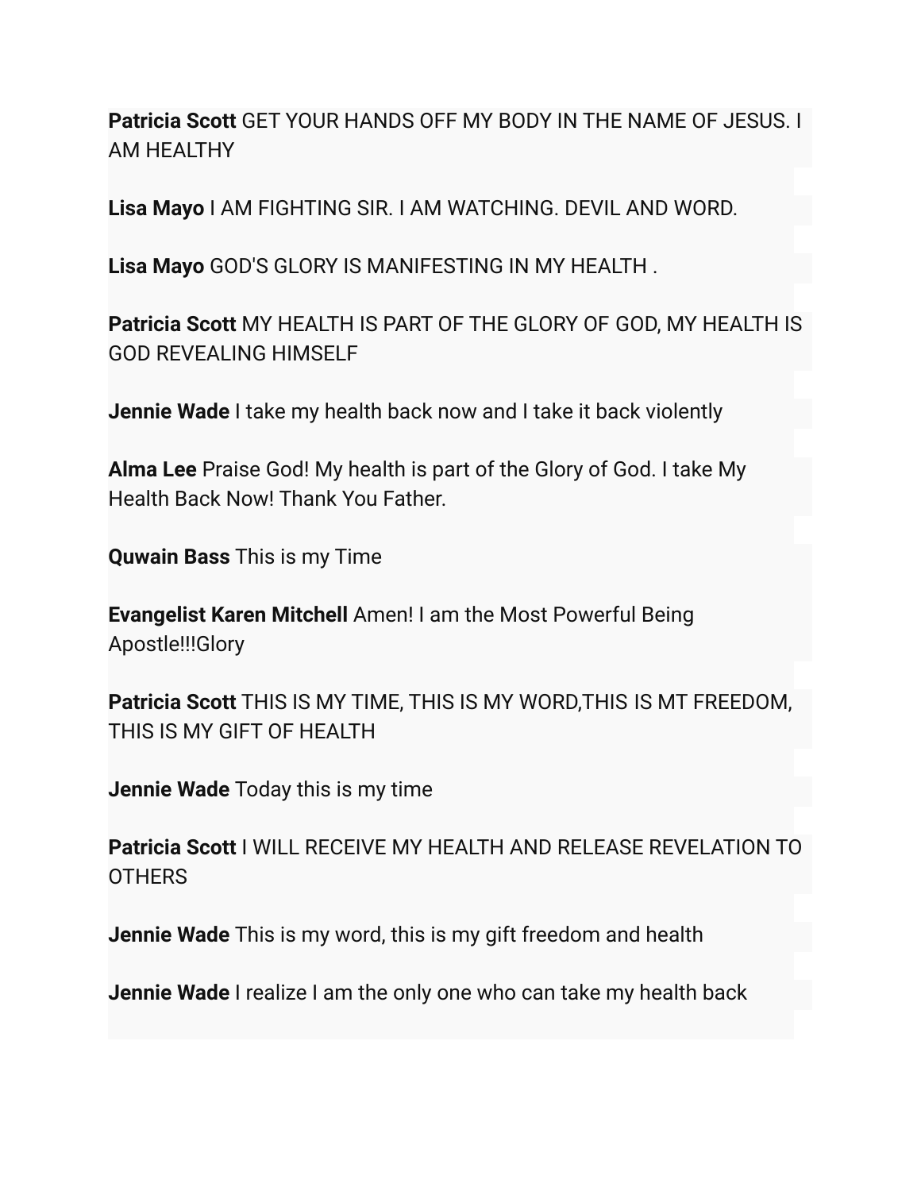**Patricia Scott** GET YOUR HANDS OFF MY BODY IN THE NAME OF JESUS. I AM HEALTHY

**Lisa Mayo** I AM FIGHTING SIR. I AM WATCHING. DEVIL AND WORD.

**Lisa Mayo** GOD'S GLORY IS MANIFESTING IN MY HEALTH .

**Patricia Scott** MY HEALTH IS PART OF THE GLORY OF GOD, MY HEALTH IS GOD REVEALING HIMSELF

**Jennie Wade** I take my health back now and I take it back violently

**Alma Lee** Praise God! My health is part of the Glory of God. I take My Health Back Now! Thank You Father.

**Quwain Bass** This is my Time

**Evangelist Karen Mitchell** Amen! I am the Most Powerful Being Apostle!!!Glory

**Patricia Scott** THIS IS MY TIME, THIS IS MY WORD,THIS IS MT FREEDOM, THIS IS MY GIFT OF HEALTH

**Jennie Wade** Today this is my time

**Patricia Scott** I WILL RECEIVE MY HEALTH AND RELEASE REVELATION TO OTHERS

**Jennie Wade** This is my word, this is my gift freedom and health

**Jennie Wade** I realize I am the only one who can take my health back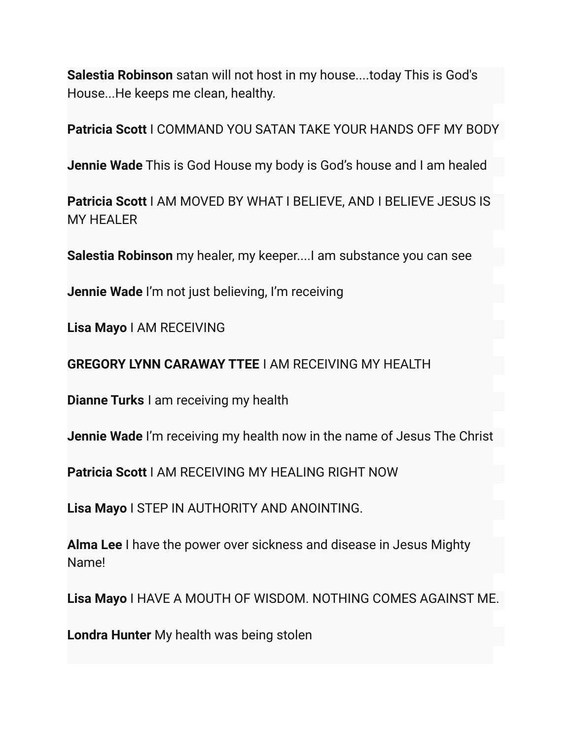**Salestia Robinson** satan will not host in my house....today This is God's House...He keeps me clean, healthy.

**Patricia Scott** I COMMAND YOU SATAN TAKE YOUR HANDS OFF MY BODY

**Jennie Wade** This is God House my body is God's house and I am healed

**Patricia Scott** I AM MOVED BY WHAT I BELIEVE, AND I BELIEVE JESUS IS MY HEALER

**Salestia Robinson** my healer, my keeper....I am substance you can see

**Jennie Wade** I'm not just believing, I'm receiving

**Lisa Mayo** I AM RECEIVING

**GREGORY LYNN CARAWAY TTEE** I AM RECEIVING MY HEALTH

**Dianne Turks** I am receiving my health

**Jennie Wade** I'm receiving my health now in the name of Jesus The Christ

**Patricia Scott** I AM RECEIVING MY HEALING RIGHT NOW

**Lisa Mayo** I STEP IN AUTHORITY AND ANOINTING.

**Alma Lee** I have the power over sickness and disease in Jesus Mighty Name!

**Lisa Mayo** I HAVE A MOUTH OF WISDOM. NOTHING COMES AGAINST ME.

**Londra Hunter** My health was being stolen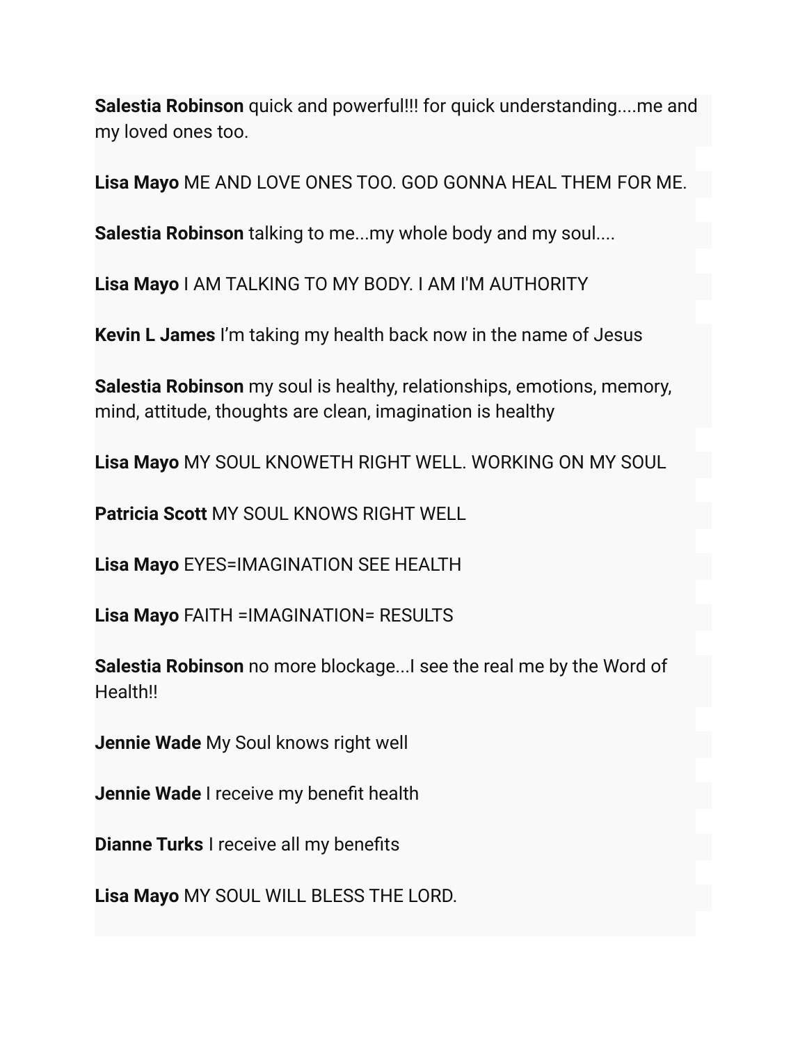**Salestia Robinson** quick and powerful!!! for quick understanding....me and my loved ones too.

**Lisa Mayo** ME AND LOVE ONES TOO. GOD GONNA HEAL THEM FOR ME.

**Salestia Robinson** talking to me...my whole body and my soul....

**Lisa Mayo** I AM TALKING TO MY BODY. I AM I'M AUTHORITY

**Kevin L James** I'm taking my health back now in the name of Jesus

**Salestia Robinson** my soul is healthy, relationships, emotions, memory, mind, attitude, thoughts are clean, imagination is healthy

**Lisa Mayo** MY SOUL KNOWETH RIGHT WELL. WORKING ON MY SOUL

**Patricia Scott** MY SOUL KNOWS RIGHT WELL

**Lisa Mayo** EYES=IMAGINATION SEE HEALTH

**Lisa Mayo** FAITH =IMAGINATION= RESULTS

**Salestia Robinson** no more blockage...I see the real me by the Word of Health!!

**Jennie Wade** My Soul knows right well

**Jennie Wade** I receive my benefit health

**Dianne Turks** I receive all my benefits

**Lisa Mayo** MY SOUL WILL BLESS THE LORD.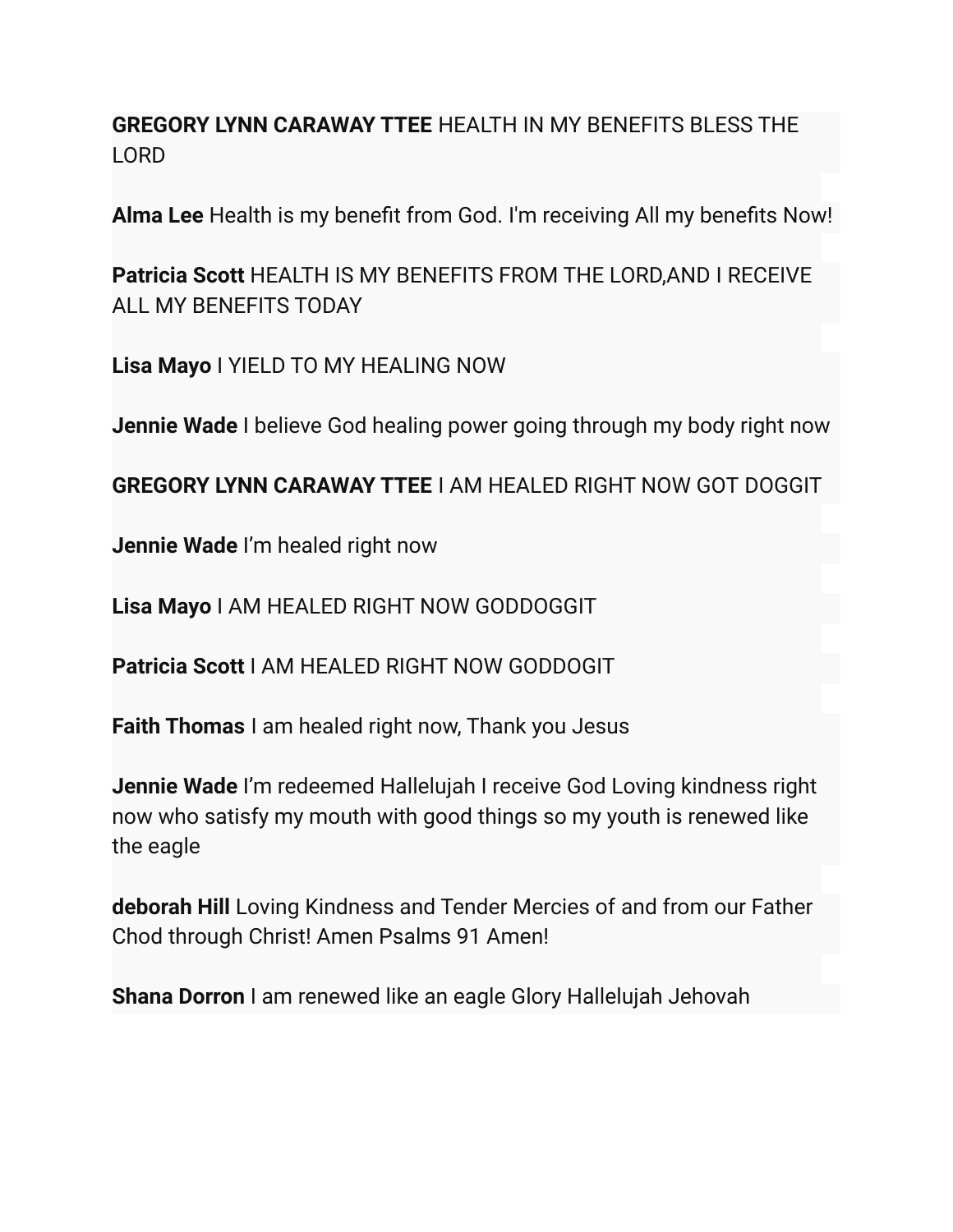**GREGORY LYNN CARAWAY TTEE** HEALTH IN MY BENEFITS BLESS THE LORD

**Alma Lee** Health is my benefit from God. I'm receiving All my benefits Now!

**Patricia Scott** HEALTH IS MY BENEFITS FROM THE LORD,AND I RECEIVE ALL MY BENEFITS TODAY

**Lisa Mayo** I YIELD TO MY HEALING NOW

**Jennie Wade** I believe God healing power going through my body right now

**GREGORY LYNN CARAWAY TTEE** I AM HEALED RIGHT NOW GOT DOGGIT

**Jennie Wade** I'm healed right now

**Lisa Mayo** I AM HEALED RIGHT NOW GODDOGGIT

**Patricia Scott** I AM HEALED RIGHT NOW GODDOGIT

**Faith Thomas** I am healed right now, Thank you Jesus

**Jennie Wade** I'm redeemed Hallelujah I receive God Loving kindness right now who satisfy my mouth with good things so my youth is renewed like the eagle

**deborah Hill** Loving Kindness and Tender Mercies of and from our Father Chod through Christ! Amen Psalms 91 Amen!

**Shana Dorron** I am renewed like an eagle Glory Hallelujah Jehovah